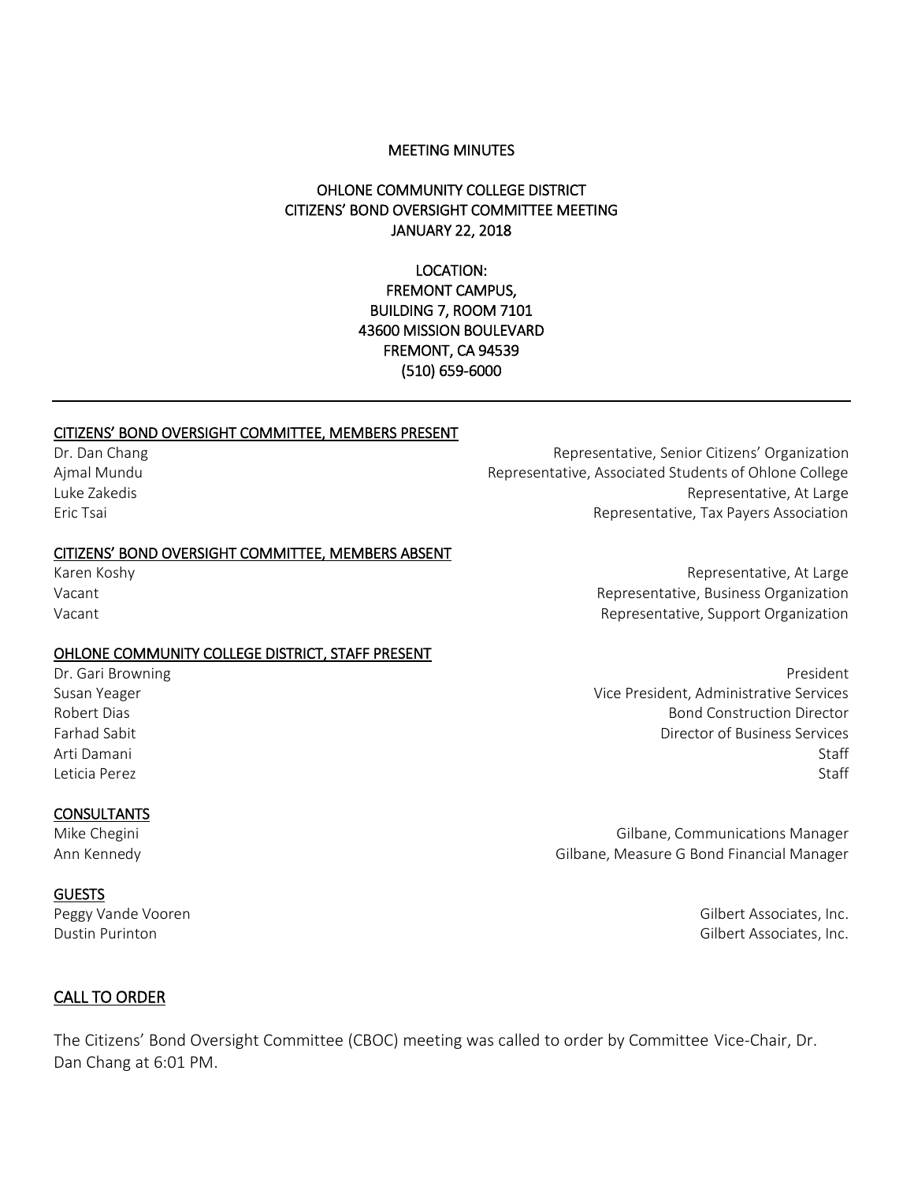# MEETING MINUTES

## OHLONE COMMUNITY COLLEGE DISTRICT
## CITIZENS' BOND OVERSIGHT COMMITTEE MEETING
## JANUARY 22, 2018

LOCATION:
FREMONT CAMPUS,
BUILDING 7, ROOM 7101
43600 MISSION BOULEVARD
FREMONT, CA 94539
(510) 659-6000

---

### CITIZENS' BOND OVERSIGHT COMMITTEE, MEMBERS PRESENT

| Name | Role |
|---|---|
| Dr. Dan Chang | Representative, Senior Citizens' Organization |
| Ajmal Mundu | Representative, Associated Students of Ohlone College |
| Luke Zakedis | Representative, At Large |
| Eric Tsai | Representative, Tax Payers Association |

### CITIZENS' BOND OVERSIGHT COMMITTEE, MEMBERS ABSENT

| Name | Role |
|---|---|
| Karen Koshy | Representative, At Large |
| Vacant | Representative, Business Organization |
| Vacant | Representative, Support Organization |

### OHLONE COMMUNITY COLLEGE DISTRICT, STAFF PRESENT

| Name | Role |
|---|---|
| Dr. Gari Browning | President |
| Susan Yeager | Vice President, Administrative Services |
| Robert Dias | Bond Construction Director |
| Farhad Sabit | Director of Business Services |
| Arti Damani | Staff |
| Leticia Perez | Staff |

### CONSULTANTS

| Name | Role |
|---|---|
| Mike Chegini | Gilbane, Communications Manager |
| Ann Kennedy | Gilbane, Measure G Bond Financial Manager |

### GUESTS

| Name | Affiliation |
|---|---|
| Peggy Vande Vooren | Gilbert Associates, Inc. |
| Dustin Purinton | Gilbert Associates, Inc. |

## CALL TO ORDER

The Citizens' Bond Oversight Committee (CBOC) meeting was called to order by Committee Vice-Chair, Dr. Dan Chang at 6:01 PM.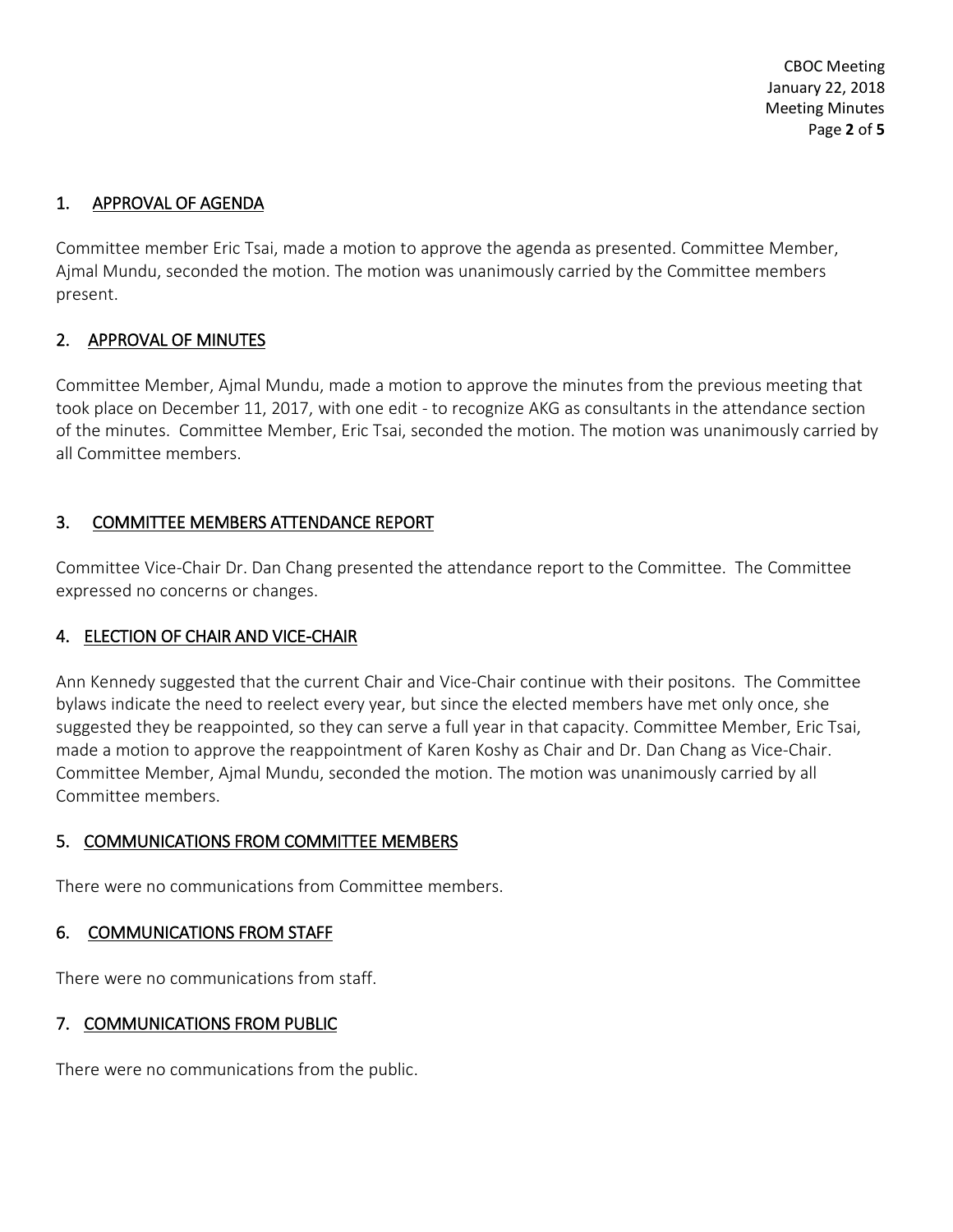## 1. APPROVAL OF AGENDA

Committee member Eric Tsai, made a motion to approve the agenda as presented. Committee Member, Ajmal Mundu, seconded the motion. The motion was unanimously carried by the Committee members present.

## 2. APPROVAL OF MINUTES

Committee Member, Ajmal Mundu, made a motion to approve the minutes from the previous meeting that took place on December 11, 2017, with one edit - to recognize AKG as consultants in the attendance section of the minutes. Committee Member, Eric Tsai, seconded the motion. The motion was unanimously carried by all Committee members.

## 3. COMMITTEE MEMBERS ATTENDANCE REPORT

Committee Vice-Chair Dr. Dan Chang presented the attendance report to the Committee. The Committee expressed no concerns or changes.

## 4. ELECTION OF CHAIR AND VICE-CHAIR

Ann Kennedy suggested that the current Chair and Vice-Chair continue with their positons. The Committee bylaws indicate the need to reelect every year, but since the elected members have met only once, she suggested they be reappointed, so they can serve a full year in that capacity. Committee Member, Eric Tsai, made a motion to approve the reappointment of Karen Koshy as Chair and Dr. Dan Chang as Vice-Chair. Committee Member, Ajmal Mundu, seconded the motion. The motion was unanimously carried by all Committee members.

## 5. COMMUNICATIONS FROM COMMITTEE MEMBERS

There were no communications from Committee members.

## 6. COMMUNICATIONS FROM STAFF

There were no communications from staff.

## 7. COMMUNICATIONS FROM PUBLIC

There were no communications from the public.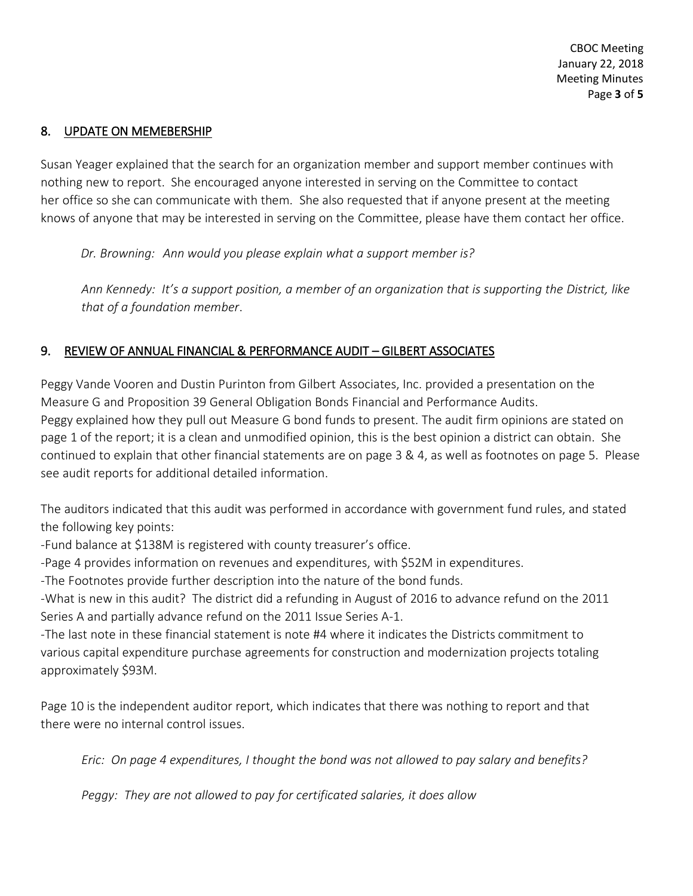## 8. UPDATE ON MEMEBERSHIP

Susan Yeager explained that the search for an organization member and support member continues with nothing new to report. She encouraged anyone interested in serving on the Committee to contact her office so she can communicate with them. She also requested that if anyone present at the meeting knows of anyone that may be interested in serving on the Committee, please have them contact her office.

> *Dr. Browning: Ann would you please explain what a support member is?*
>
> *Ann Kennedy: It's a support position, a member of an organization that is supporting the District, like that of a foundation member.*

## 9. REVIEW OF ANNUAL FINANCIAL & PERFORMANCE AUDIT – GILBERT ASSOCIATES

Peggy Vande Vooren and Dustin Purinton from Gilbert Associates, Inc. provided a presentation on the Measure G and Proposition 39 General Obligation Bonds Financial and Performance Audits. Peggy explained how they pull out Measure G bond funds to present. The audit firm opinions are stated on page 1 of the report; it is a clean and unmodified opinion, this is the best opinion a district can obtain. She continued to explain that other financial statements are on page 3 & 4, as well as footnotes on page 5. Please see audit reports for additional detailed information.

The auditors indicated that this audit was performed in accordance with government fund rules, and stated the following key points:

-Fund balance at $138M is registered with county treasurer's office.
-Page 4 provides information on revenues and expenditures, with $52M in expenditures.
-The Footnotes provide further description into the nature of the bond funds.
-What is new in this audit? The district did a refunding in August of 2016 to advance refund on the 2011 Series A and partially advance refund on the 2011 Issue Series A-1.
-The last note in these financial statement is note #4 where it indicates the Districts commitment to various capital expenditure purchase agreements for construction and modernization projects totaling approximately $93M.

Page 10 is the independent auditor report, which indicates that there was nothing to report and that there were no internal control issues.

> *Eric: On page 4 expenditures, I thought the bond was not allowed to pay salary and benefits?*
>
> *Peggy: They are not allowed to pay for certificated salaries, it does allow*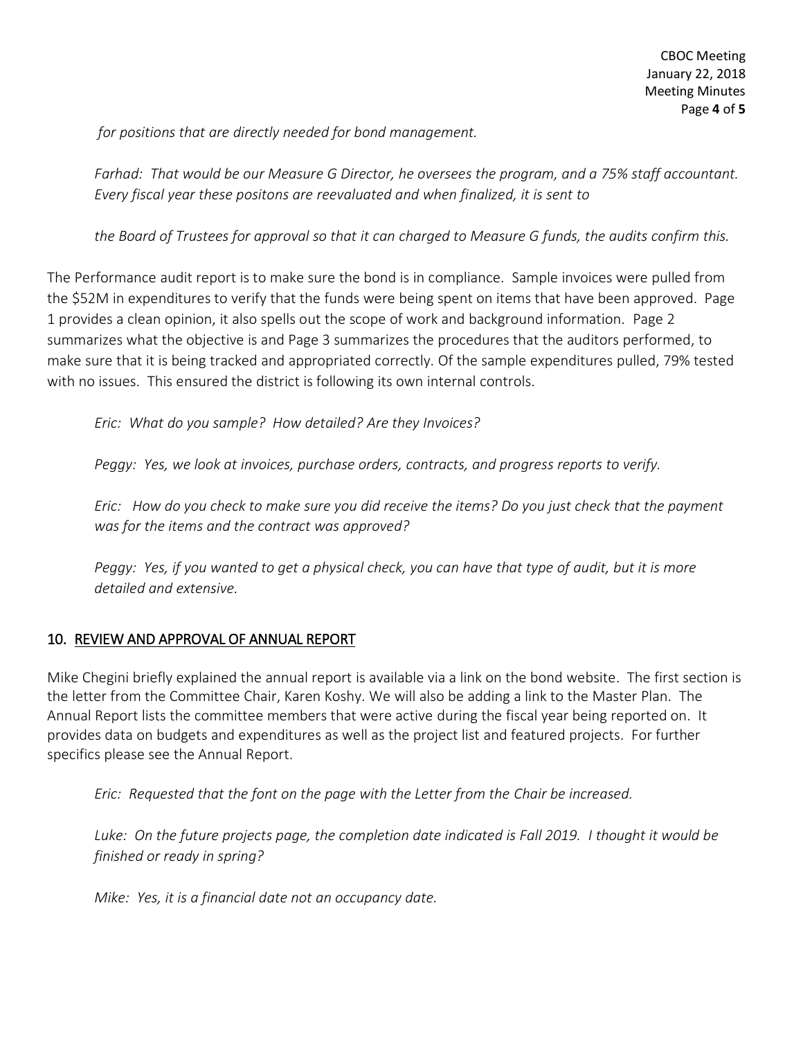*for positions that are directly needed for bond management.*

*Farhad: That would be our Measure G Director, he oversees the program, and a 75% staff accountant. Every fiscal year these positons are reevaluated and when finalized, it is sent to*

*the Board of Trustees for approval so that it can charged to Measure G funds, the audits confirm this.*

The Performance audit report is to make sure the bond is in compliance. Sample invoices were pulled from the $52M in expenditures to verify that the funds were being spent on items that have been approved. Page 1 provides a clean opinion, it also spells out the scope of work and background information. Page 2 summarizes what the objective is and Page 3 summarizes the procedures that the auditors performed, to make sure that it is being tracked and appropriated correctly. Of the sample expenditures pulled, 79% tested with no issues. This ensured the district is following its own internal controls.

*Eric: What do you sample? How detailed? Are they Invoices?*

*Peggy: Yes, we look at invoices, purchase orders, contracts, and progress reports to verify.*

*Eric: How do you check to make sure you did receive the items? Do you just check that the payment was for the items and the contract was approved?*

*Peggy: Yes, if you wanted to get a physical check, you can have that type of audit, but it is more detailed and extensive.*

## 10. REVIEW AND APPROVAL OF ANNUAL REPORT

Mike Chegini briefly explained the annual report is available via a link on the bond website. The first section is the letter from the Committee Chair, Karen Koshy. We will also be adding a link to the Master Plan. The Annual Report lists the committee members that were active during the fiscal year being reported on. It provides data on budgets and expenditures as well as the project list and featured projects. For further specifics please see the Annual Report.

*Eric: Requested that the font on the page with the Letter from the Chair be increased.*

*Luke: On the future projects page, the completion date indicated is Fall 2019. I thought it would be finished or ready in spring?*

*Mike: Yes, it is a financial date not an occupancy date.*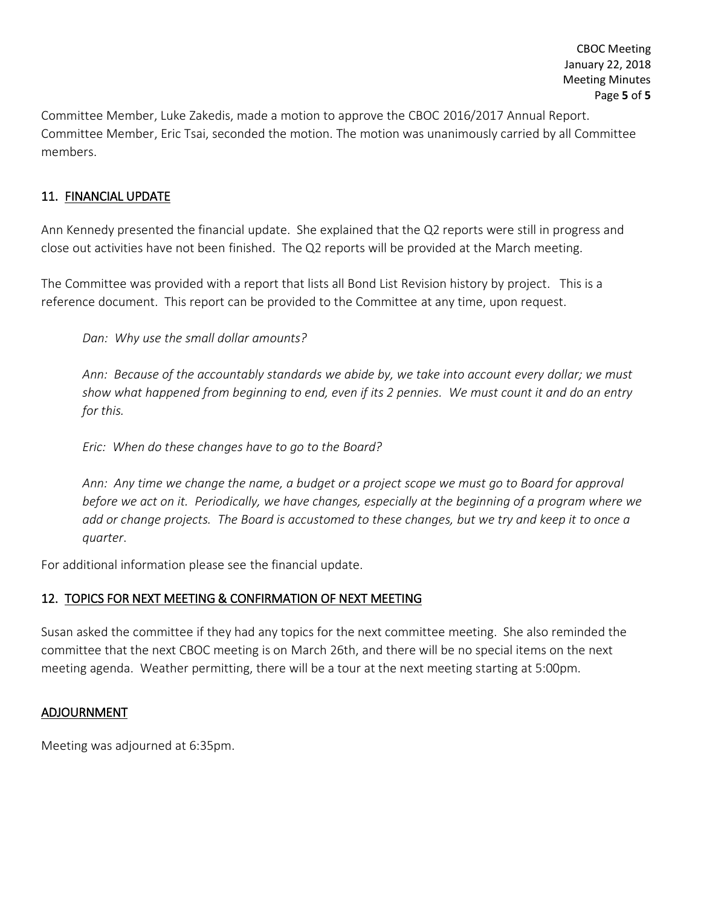Committee Member, Luke Zakedis, made a motion to approve the CBOC 2016/2017 Annual Report. Committee Member, Eric Tsai, seconded the motion. The motion was unanimously carried by all Committee members.

## 11. FINANCIAL UPDATE

Ann Kennedy presented the financial update. She explained that the Q2 reports were still in progress and close out activities have not been finished. The Q2 reports will be provided at the March meeting.

The Committee was provided with a report that lists all Bond List Revision history by project. This is a reference document. This report can be provided to the Committee at any time, upon request.

*Dan: Why use the small dollar amounts?*

*Ann: Because of the accountably standards we abide by, we take into account every dollar; we must show what happened from beginning to end, even if its 2 pennies. We must count it and do an entry for this.*

*Eric: When do these changes have to go to the Board?*

*Ann: Any time we change the name, a budget or a project scope we must go to Board for approval before we act on it. Periodically, we have changes, especially at the beginning of a program where we add or change projects. The Board is accustomed to these changes, but we try and keep it to once a quarter*.

For additional information please see the financial update.

## 12. TOPICS FOR NEXT MEETING & CONFIRMATION OF NEXT MEETING

Susan asked the committee if they had any topics for the next committee meeting. She also reminded the committee that the next CBOC meeting is on March 26th, and there will be no special items on the next meeting agenda. Weather permitting, there will be a tour at the next meeting starting at 5:00pm.

## ADJOURNMENT

Meeting was adjourned at 6:35pm.